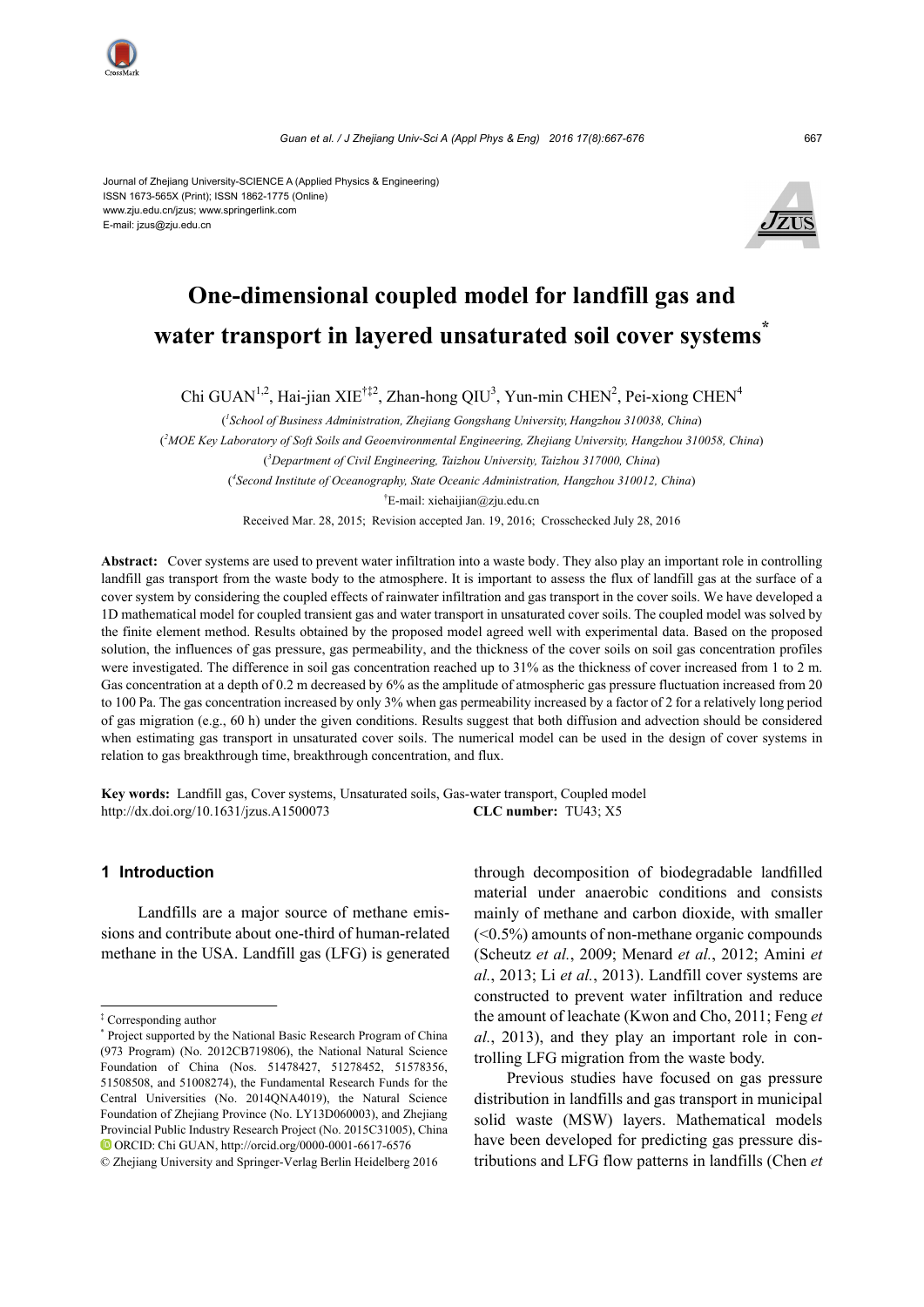Journal of Zhejiang University-SCIENCE A (Applied Physics & Engineering)
ISSN 1673-565X (Print); ISSN 1862-1775 (Online)
www.zju.edu.cn/jzus; www.springerlink.com
E-mail: jzus@zju.edu.cn

# One-dimensional coupled model for landfill gas and water transport in layered unsaturated soil cover systems*

Chi GUAN[1,2], Hai-jian XIE[†‡2], Zhan-hong QIU[3], Yun-min CHEN[2], Pei-xiong CHEN[4]

([1]School of Business Administration, Zhejiang Gongshang University, Hangzhou 310038, China)

([2]MOE Key Laboratory of Soft Soils and Geoenvironmental Engineering, Zhejiang University, Hangzhou 310058, China)

([3]Department of Civil Engineering, Taizhou University, Taizhou 317000, China)

([4]Second Institute of Oceanography, State Oceanic Administration, Hangzhou 310012, China)

[†]E-mail: xiehaijian@zju.edu.cn

Received Mar. 28, 2015; Revision accepted Jan. 19, 2016; Crosschecked July 28, 2016

**Abstract:** Cover systems are used to prevent water infiltration into a waste body. They also play an important role in controlling landfill gas transport from the waste body to the atmosphere. It is important to assess the flux of landfill gas at the surface of a cover system by considering the coupled effects of rainwater infiltration and gas transport in the cover soils. We have developed a 1D mathematical model for coupled transient gas and water transport in unsaturated cover soils. The coupled model was solved by the finite element method. Results obtained by the proposed model agreed well with experimental data. Based on the proposed solution, the influences of gas pressure, gas permeability, and the thickness of the cover soils on soil gas concentration profiles were investigated. The difference in soil gas concentration reached up to 31% as the thickness of cover increased from 1 to 2 m. Gas concentration at a depth of 0.2 m decreased by 6% as the amplitude of atmospheric gas pressure fluctuation increased from 20 to 100 Pa. The gas concentration increased by only 3% when gas permeability increased by a factor of 2 for a relatively long period of gas migration (e.g., 60 h) under the given conditions. Results suggest that both diffusion and advection should be considered when estimating gas transport in unsaturated cover soils. The numerical model can be used in the design of cover systems in relation to gas breakthrough time, breakthrough concentration, and flux.

**Key words:** Landfill gas, Cover systems, Unsaturated soils, Gas-water transport, Coupled model
http://dx.doi.org/10.1631/jzus.A1500073 **CLC number:** TU43; X5

## 1 Introduction

Landfills are a major source of methane emissions and contribute about one-third of human-related methane in the USA. Landfill gas (LFG) is generated through decomposition of biodegradable landfilled material under anaerobic conditions and consists mainly of methane and carbon dioxide, with smaller (<0.5%) amounts of non-methane organic compounds (Scheutz *et al.*, 2009; Menard *et al.*, 2012; Amini *et al.*, 2013; Li *et al.*, 2013). Landfill cover systems are constructed to prevent water infiltration and reduce the amount of leachate (Kwon and Cho, 2011; Feng *et al.*, 2013), and they play an important role in controlling LFG migration from the waste body.

Previous studies have focused on gas pressure distribution in landfills and gas transport in municipal solid waste (MSW) layers. Mathematical models have been developed for predicting gas pressure distributions and LFG flow patterns in landfills (Chen *et*

---

‡ Corresponding author

\* Project supported by the National Basic Research Program of China (973 Program) (No. 2012CB719806), the National Natural Science Foundation of China (Nos. 51478427, 51278452, 51578356, 51508508, and 51008274), the Fundamental Research Funds for the Central Universities (No. 2014QNA4019), the Natural Science Foundation of Zhejiang Province (No. LY13D060003), and Zhejiang Provincial Public Industry Research Project (No. 2015C31005), China

ORCID: Chi GUAN, http://orcid.org/0000-0001-6617-6576

© Zhejiang University and Springer-Verlag Berlin Heidelberg 2016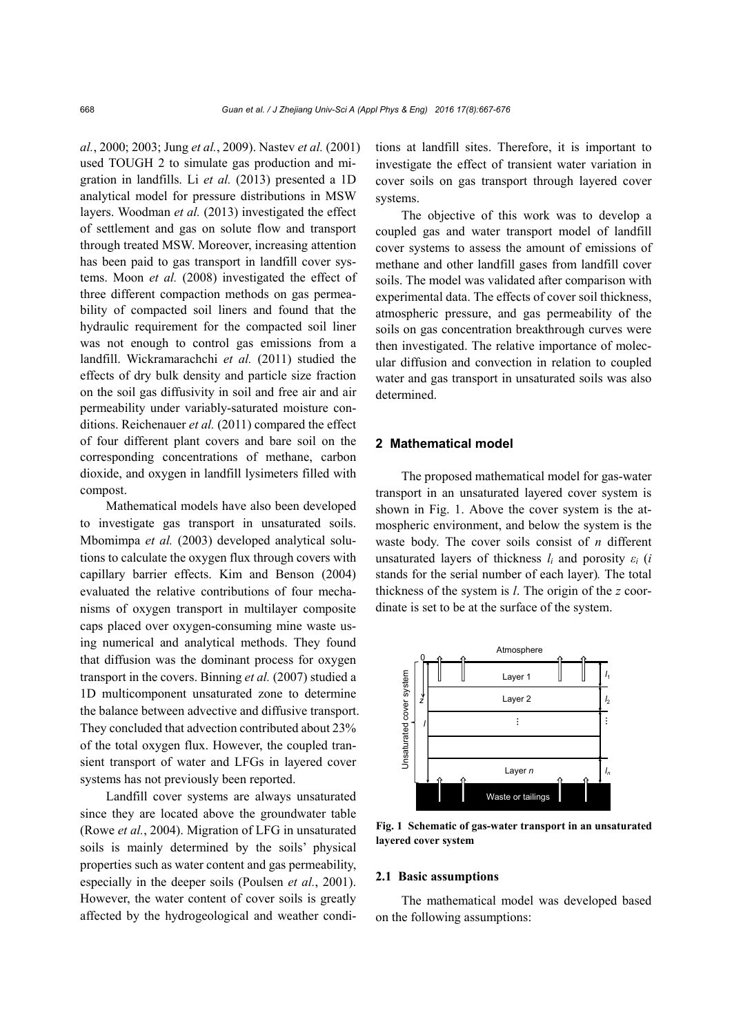*al.*, 2000; 2003; Jung *et al.*, 2009). Nastev *et al.* (2001) used TOUGH 2 to simulate gas production and migration in landfills. Li *et al.* (2013) presented a 1D analytical model for pressure distributions in MSW layers. Woodman *et al.* (2013) investigated the effect of settlement and gas on solute flow and transport through treated MSW. Moreover, increasing attention has been paid to gas transport in landfill cover systems. Moon *et al.* (2008) investigated the effect of three different compaction methods on gas permeability of compacted soil liners and found that the hydraulic requirement for the compacted soil liner was not enough to control gas emissions from a landfill. Wickramarachchi *et al.* (2011) studied the effects of dry bulk density and particle size fraction on the soil gas diffusivity in soil and free air and air permeability under variably-saturated moisture conditions. Reichenauer *et al.* (2011) compared the effect of four different plant covers and bare soil on the corresponding concentrations of methane, carbon dioxide, and oxygen in landfill lysimeters filled with compost.

Mathematical models have also been developed to investigate gas transport in unsaturated soils. Mbonimpa *et al.* (2003) developed analytical solutions to calculate the oxygen flux through covers with capillary barrier effects. Kim and Benson (2004) evaluated the relative contributions of four mechanisms of oxygen transport in multilayer composite caps placed over oxygen-consuming mine waste using numerical and analytical methods. They found that diffusion was the dominant process for oxygen transport in the covers. Binning *et al.* (2007) studied a 1D multicomponent unsaturated zone to determine the balance between advective and diffusive transport. They concluded that advection contributed about 23% of the total oxygen flux. However, the coupled transient transport of water and LFGs in layered cover systems has not previously been reported.

Landfill cover systems are always unsaturated since they are located above the groundwater table (Rowe *et al.*, 2004). Migration of LFG in unsaturated soils is mainly determined by the soils' physical properties such as water content and gas permeability, especially in the deeper soils (Poulsen *et al.*, 2001). However, the water content of cover soils is greatly affected by the hydrogeological and weather conditions at landfill sites. Therefore, it is important to investigate the effect of transient water variation in cover soils on gas transport through layered cover systems.

The objective of this work was to develop a coupled gas and water transport model of landfill cover systems to assess the amount of emissions of methane and other landfill gases from landfill cover soils. The model was validated after comparison with experimental data. The effects of cover soil thickness, atmospheric pressure, and gas permeability of the soils on gas concentration breakthrough curves were then investigated. The relative importance of molecular diffusion and convection in relation to coupled water and gas transport in unsaturated soils was also determined.

## 2 Mathematical model

The proposed mathematical model for gas-water transport in an unsaturated layered cover system is shown in Fig. 1. Above the cover system is the atmospheric environment, and below the system is the waste body. The cover soils consist of $n$ different unsaturated layers of thickness $l_i$ and porosity $\varepsilon_i$ ($i$ stands for the serial number of each layer). The total thickness of the system is $l$. The origin of the $z$ coordinate is set to be at the surface of the system.

**Fig. 1 Schematic of gas-water transport in an unsaturated layered cover system**

### 2.1 Basic assumptions

The mathematical model was developed based on the following assumptions: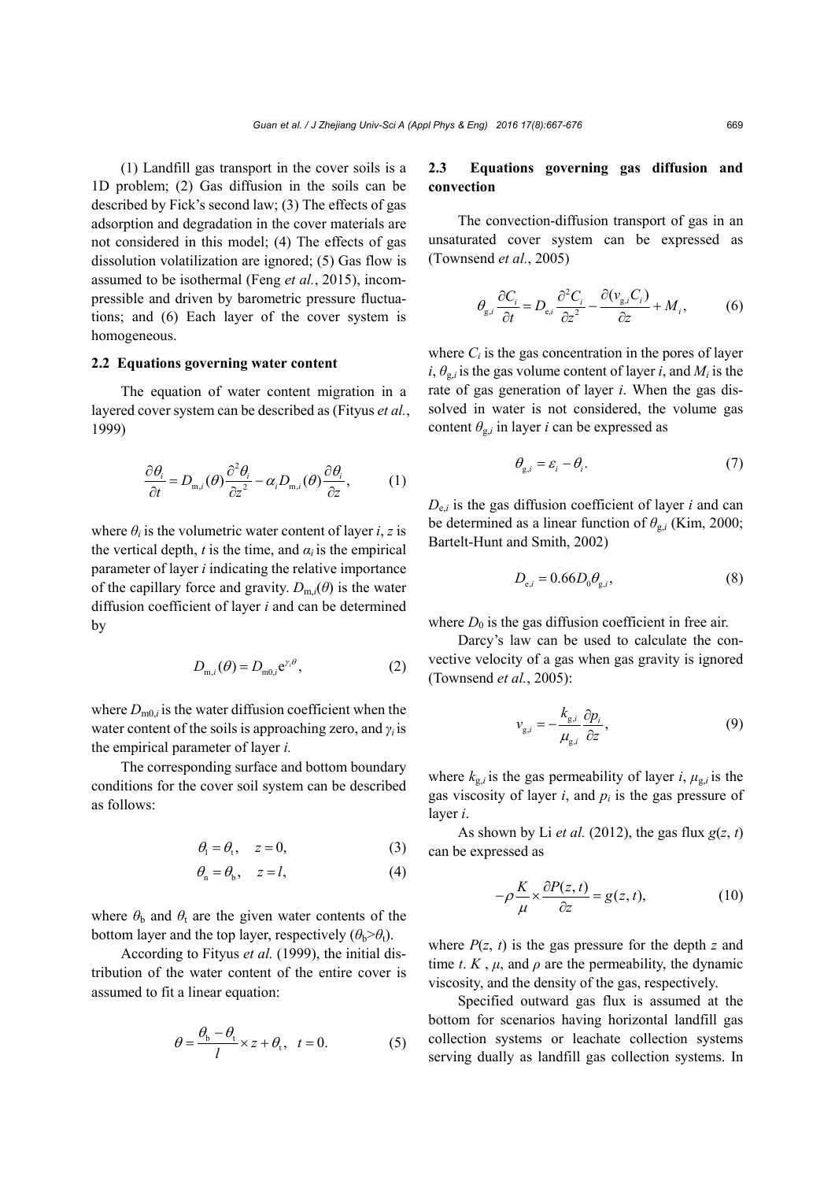(1) Landfill gas transport in the cover soils is a 1D problem; (2) Gas diffusion in the soils can be described by Fick's second law; (3) The effects of gas adsorption and degradation in the cover materials are not considered in this model; (4) The effects of gas dissolution volatilization are ignored; (5) Gas flow is assumed to be isothermal (Feng *et al.*, 2015), incompressible and driven by barometric pressure fluctuations; and (6) Each layer of the cover system is homogeneous.

### 2.2 Equations governing water content

The equation of water content migration in a layered cover system can be described as (Fityus *et al.*, 1999)

$$\frac{\partial \theta_i}{\partial t} = D_{\mathrm{m},i}(\theta)\frac{\partial^2 \theta_i}{\partial z^2} - \alpha_i D_{\mathrm{m},i}(\theta)\frac{\partial \theta_i}{\partial z}, \tag{1}$$

where $\theta_i$ is the volumetric water content of layer $i$, $z$ is the vertical depth, $t$ is the time, and $\alpha_i$ is the empirical parameter of layer $i$ indicating the relative importance of the capillary force and gravity. $D_{\mathrm{m},i}(\theta)$ is the water diffusion coefficient of layer $i$ and can be determined by

$$D_{\mathrm{m},i}(\theta) = D_{\mathrm{m0},i}\mathrm{e}^{\gamma_i \theta}, \tag{2}$$

where $D_{\mathrm{m0},i}$ is the water diffusion coefficient when the water content of the soils is approaching zero, and $\gamma_i$ is the empirical parameter of layer $i$.

The corresponding surface and bottom boundary conditions for the cover soil system can be described as follows:

$$\theta_1 = \theta_{\mathrm{t}}, \quad z = 0, \tag{3}$$

$$\theta_n = \theta_{\mathrm{b}}, \quad z = l, \tag{4}$$

where $\theta_{\mathrm{b}}$ and $\theta_{\mathrm{t}}$ are the given water contents of the bottom layer and the top layer, respectively ($\theta_{\mathrm{b}}>\theta_{\mathrm{t}}$).

According to Fityus *et al.* (1999), the initial distribution of the water content of the entire cover is assumed to fit a linear equation:

$$\theta = \frac{\theta_{\mathrm{b}} - \theta_{\mathrm{t}}}{l} \times z + \theta_{\mathrm{t}}, \quad t = 0. \tag{5}$$

### 2.3 Equations governing gas diffusion and convection

The convection-diffusion transport of gas in an unsaturated cover system can be expressed as (Townsend *et al.*, 2005)

$$\theta_{\mathrm{g},i}\frac{\partial C_i}{\partial t} = D_{\mathrm{e},i}\frac{\partial^2 C_i}{\partial z^2} - \frac{\partial (v_{\mathrm{g},i}C_i)}{\partial z} + M_i, \tag{6}$$

where $C_i$ is the gas concentration in the pores of layer $i$, $\theta_{\mathrm{g},i}$ is the gas volume content of layer $i$, and $M_i$ is the rate of gas generation of layer $i$. When the gas dissolved in water is not considered, the volume gas content $\theta_{\mathrm{g},i}$ in layer $i$ can be expressed as

$$\theta_{\mathrm{g},i} = \varepsilon_i - \theta_i. \tag{7}$$

$D_{\mathrm{e},i}$ is the gas diffusion coefficient of layer $i$ and can be determined as a linear function of $\theta_{\mathrm{g},i}$ (Kim, 2000; Bartelt-Hunt and Smith, 2002)

$$D_{\mathrm{e},i} = 0.66 D_0 \theta_{\mathrm{g},i}, \tag{8}$$

where $D_0$ is the gas diffusion coefficient in free air.

Darcy's law can be used to calculate the convective velocity of a gas when gas gravity is ignored (Townsend *et al.*, 2005):

$$v_{\mathrm{g},i} = -\frac{k_{\mathrm{g},i}}{\mu_{\mathrm{g},i}}\frac{\partial p_i}{\partial z}, \tag{9}$$

where $k_{\mathrm{g},i}$ is the gas permeability of layer $i$, $\mu_{\mathrm{g},i}$ is the gas viscosity of layer $i$, and $p_i$ is the gas pressure of layer $i$.

As shown by Li *et al.* (2012), the gas flux $g(z, t)$ can be expressed as

$$-\rho \frac{K}{\mu} \times \frac{\partial P(z,t)}{\partial z} = g(z,t), \tag{10}$$

where $P(z, t)$ is the gas pressure for the depth $z$ and time $t$. $K$ , $\mu$, and $\rho$ are the permeability, the dynamic viscosity, and the density of the gas, respectively.

Specified outward gas flux is assumed at the bottom for scenarios having horizontal landfill gas collection systems or leachate collection systems serving dually as landfill gas collection systems. In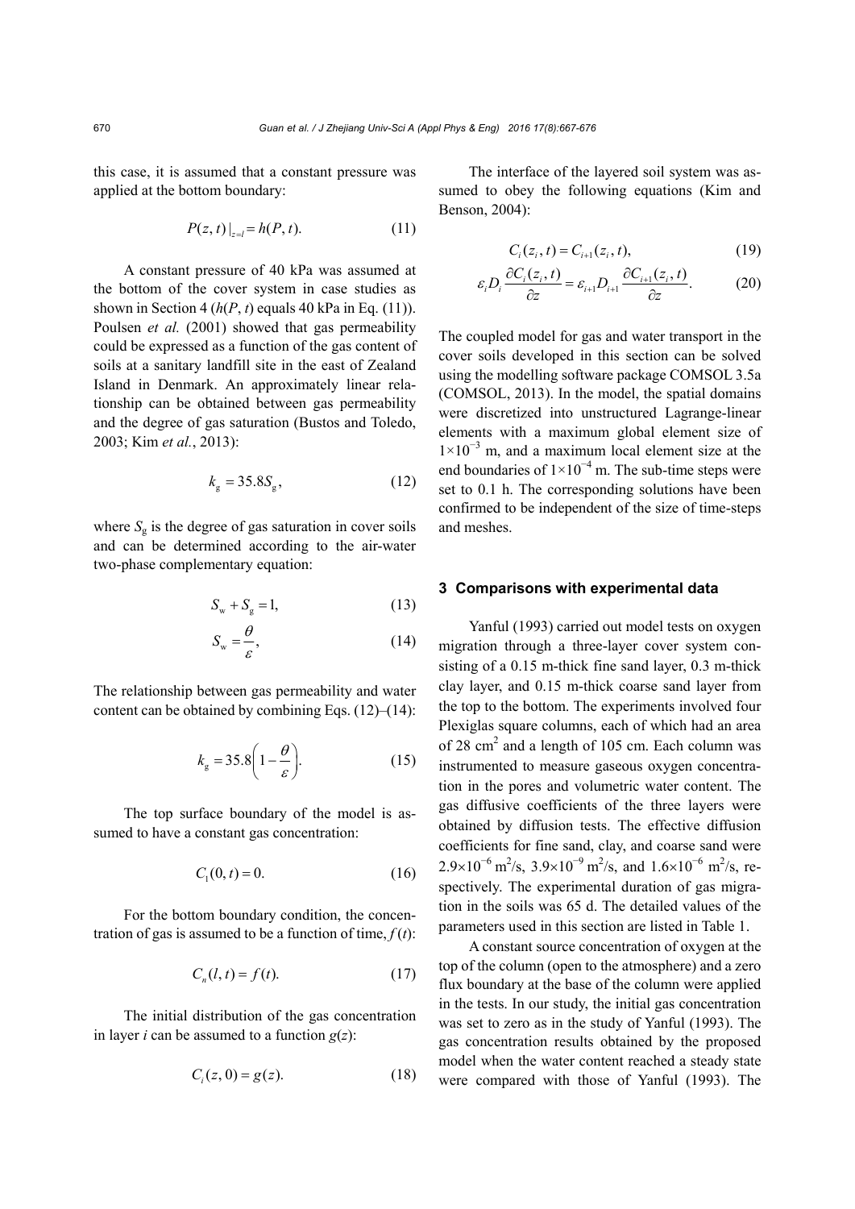this case, it is assumed that a constant pressure was applied at the bottom boundary:

$$P(z,t)|_{z=l} = h(P,t). \tag{11}$$

A constant pressure of 40 kPa was assumed at the bottom of the cover system in case studies as shown in Section 4 ($h(P, t)$ equals 40 kPa in Eq. (11)). Poulsen *et al.* (2001) showed that gas permeability could be expressed as a function of the gas content of soils at a sanitary landfill site in the east of Zealand Island in Denmark. An approximately linear relationship can be obtained between gas permeability and the degree of gas saturation (Bustos and Toledo, 2003; Kim *et al.*, 2013):

$$k_g = 35.8 S_g, \tag{12}$$

where $S_g$ is the degree of gas saturation in cover soils and can be determined according to the air-water two-phase complementary equation:

$$S_w + S_g = 1, \tag{13}$$

$$S_w = \frac{\theta}{\varepsilon}, \tag{14}$$

The relationship between gas permeability and water content can be obtained by combining Eqs. (12)–(14):

$$k_g = 35.8\left(1 - \frac{\theta}{\varepsilon}\right). \tag{15}$$

The top surface boundary of the model is assumed to have a constant gas concentration:

$$C_1(0,t) = 0. \tag{16}$$

For the bottom boundary condition, the concentration of gas is assumed to be a function of time, $f(t)$:

$$C_n(l,t) = f(t). \tag{17}$$

The initial distribution of the gas concentration in layer $i$ can be assumed to a function $g(z)$:

$$C_i(z,0) = g(z). \tag{18}$$

The interface of the layered soil system was assumed to obey the following equations (Kim and Benson, 2004):

$$C_i(z_i,t) = C_{i+1}(z_i,t), \tag{19}$$

$$\varepsilon_i D_i \frac{\partial C_i(z_i,t)}{\partial z} = \varepsilon_{i+1} D_{i+1} \frac{\partial C_{i+1}(z_i,t)}{\partial z}. \tag{20}$$

The coupled model for gas and water transport in the cover soils developed in this section can be solved using the modelling software package COMSOL 3.5a (COMSOL, 2013). In the model, the spatial domains were discretized into unstructured Lagrange-linear elements with a maximum global element size of $1\times10^{-3}$ m, and a maximum local element size at the end boundaries of $1\times10^{-4}$ m. The sub-time steps were set to 0.1 h. The corresponding solutions have been confirmed to be independent of the size of time-steps and meshes.

## 3 Comparisons with experimental data

Yanful (1993) carried out model tests on oxygen migration through a three-layer cover system consisting of a 0.15 m-thick fine sand layer, 0.3 m-thick clay layer, and 0.15 m-thick coarse sand layer from the top to the bottom. The experiments involved four Plexiglas square columns, each of which had an area of 28 cm$^2$ and a length of 105 cm. Each column was instrumented to measure gaseous oxygen concentration in the pores and volumetric water content. The gas diffusive coefficients of the three layers were obtained by diffusion tests. The effective diffusion coefficients for fine sand, clay, and coarse sand were $2.9\times10^{-6}$ m$^2$/s, $3.9\times10^{-9}$ m$^2$/s, and $1.6\times10^{-6}$ m$^2$/s, respectively. The experimental duration of gas migration in the soils was 65 d. The detailed values of the parameters used in this section are listed in Table 1.

A constant source concentration of oxygen at the top of the column (open to the atmosphere) and a zero flux boundary at the base of the column were applied in the tests. In our study, the initial gas concentration was set to zero as in the study of Yanful (1993). The gas concentration results obtained by the proposed model when the water content reached a steady state were compared with those of Yanful (1993). The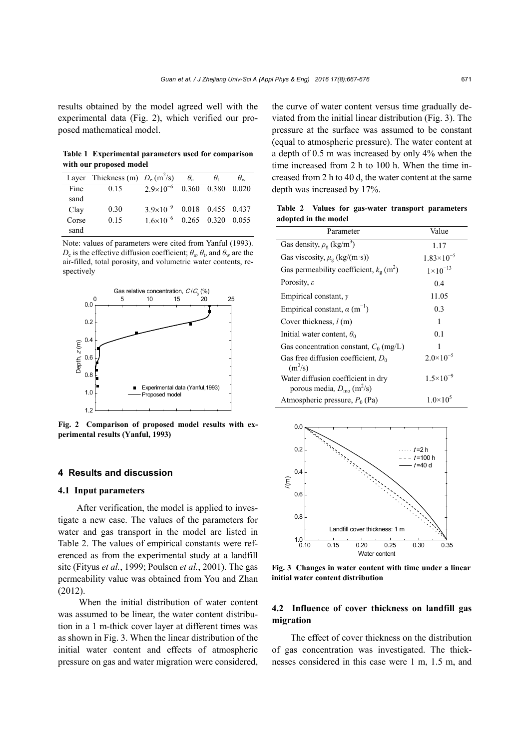results obtained by the model agreed well with the experimental data (Fig. 2), which verified our proposed mathematical model.

**Table 1 Experimental parameters used for comparison with our proposed model**

| Layer | Thickness (m) | $D_e$ (m$^2$/s) | $\theta_a$ | $\theta_t$ | $\theta_w$ |
|---|---|---|---|---|---|
| Fine sand | 0.15 | $2.9\times10^{-6}$ | 0.360 | 0.380 | 0.020 |
| Clay | 0.30 | $3.9\times10^{-9}$ | 0.018 | 0.455 | 0.437 |
| Corse sand | 0.15 | $1.6\times10^{-6}$ | 0.265 | 0.320 | 0.055 |

Note: values of parameters were cited from Yanful (1993). $D_e$ is the effective diffusion coefficient; $\theta_a$, $\theta_t$, and $\theta_w$ are the air-filled, total porosity, and volumetric water contents, respectively

**Fig. 2 Comparison of proposed model results with experimental results (Yanful, 1993)**

## 4 Results and discussion

### 4.1 Input parameters

After verification, the model is applied to investigate a new case. The values of the parameters for water and gas transport in the model are listed in Table 2. The values of empirical constants were referenced as from the experimental study at a landfill site (Fityus *et al.*, 1999; Poulsen *et al.*, 2001). The gas permeability value was obtained from You and Zhan (2012).

When the initial distribution of water content was assumed to be linear, the water content distribution in a 1 m-thick cover layer at different times was as shown in Fig. 3. When the linear distribution of the initial water content and effects of atmospheric pressure on gas and water migration were considered, the curve of water content versus time gradually deviated from the initial linear distribution (Fig. 3). The pressure at the surface was assumed to be constant (equal to atmospheric pressure). The water content at a depth of 0.5 m was increased by only 4% when the time increased from 2 h to 100 h. When the time increased from 2 h to 40 d, the water content at the same depth was increased by 17%.

**Table 2 Values for gas-water transport parameters adopted in the model**

| Parameter | Value |
|---|---|
| Gas density, $\rho_g$ (kg/m$^3$) | 1.17 |
| Gas viscosity, $\mu_g$ (kg/(m·s)) | $1.83\times10^{-5}$ |
| Gas permeability coefficient, $k_g$ (m$^2$) | $1\times10^{-13}$ |
| Porosity, $\varepsilon$ | 0.4 |
| Empirical constant, $\gamma$ | 11.05 |
| Empirical constant, $\alpha$ (m$^{-1}$) | 0.3 |
| Cover thickness, $l$ (m) | 1 |
| Initial water content, $\theta_0$ | 0.1 |
| Gas concentration constant, $C_0$ (mg/L) | 1 |
| Gas free diffusion coefficient, $D_0$ (m$^2$/s) | $2.0\times10^{-5}$ |
| Water diffusion coefficient in dry porous media, $D_{mo}$ (m$^2$/s) | $1.5\times10^{-9}$ |
| Atmospheric pressure, $P_0$ (Pa) | $1.0\times10^5$ |

**Fig. 3 Changes in water content with time under a linear initial water content distribution**

### 4.2 Influence of cover thickness on landfill gas migration

The effect of cover thickness on the distribution of gas concentration was investigated. The thicknesses considered in this case were 1 m, 1.5 m, and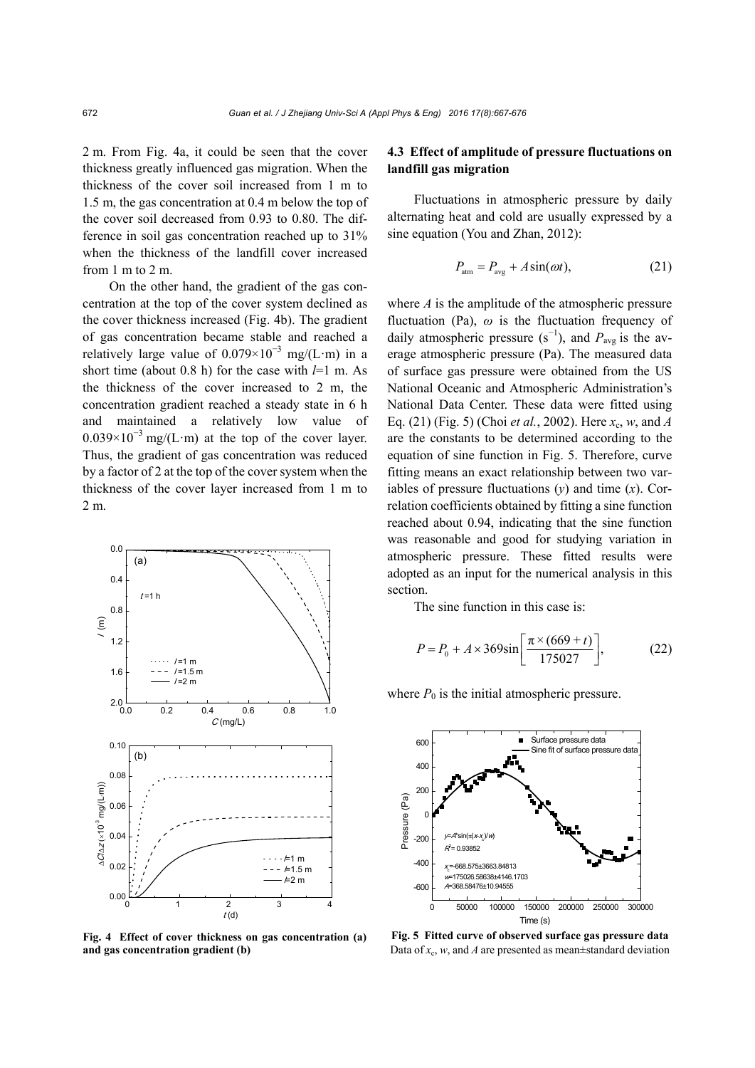2 m. From Fig. 4a, it could be seen that the cover thickness greatly influenced gas migration. When the thickness of the cover soil increased from 1 m to 1.5 m, the gas concentration at 0.4 m below the top of the cover soil decreased from 0.93 to 0.80. The difference in soil gas concentration reached up to 31% when the thickness of the landfill cover increased from 1 m to 2 m.

On the other hand, the gradient of the gas concentration at the top of the cover system declined as the cover thickness increased (Fig. 4b). The gradient of gas concentration became stable and reached a relatively large value of $0.079\times10^{-3}$ mg/(L·m) in a short time (about 0.8 h) for the case with $l$=1 m. As the thickness of the cover increased to 2 m, the concentration gradient reached a steady state in 6 h and maintained a relatively low value of $0.039\times10^{-3}$ mg/(L·m) at the top of the cover layer. Thus, the gradient of gas concentration was reduced by a factor of 2 at the top of the cover system when the thickness of the cover layer increased from 1 m to 2 m.

**Fig. 4 Effect of cover thickness on gas concentration (a) and gas concentration gradient (b)**

### 4.3 Effect of amplitude of pressure fluctuations on landfill gas migration

Fluctuations in atmospheric pressure by daily alternating heat and cold are usually expressed by a sine equation (You and Zhan, 2012):

$$P_{\text{atm}} = P_{\text{avg}} + A\sin(\omega t), \tag{21}$$

where $A$ is the amplitude of the atmospheric pressure fluctuation (Pa), $\omega$ is the fluctuation frequency of daily atmospheric pressure ($s^{-1}$), and $P_{\text{avg}}$ is the average atmospheric pressure (Pa). The measured data of surface gas pressure were obtained from the US National Oceanic and Atmospheric Administration's National Data Center. These data were fitted using Eq. (21) (Fig. 5) (Choi *et al.*, 2002). Here $x_c$, $w$, and $A$ are the constants to be determined according to the equation of sine function in Fig. 5. Therefore, curve fitting means an exact relationship between two variables of pressure fluctuations ($y$) and time ($x$). Correlation coefficients obtained by fitting a sine function reached about 0.94, indicating that the sine function was reasonable and good for studying variation in atmospheric pressure. These fitted results were adopted as an input for the numerical analysis in this section.

The sine function in this case is:

$$P = P_0 + A\times 369\sin\left[\frac{\pi\times(669+t)}{175027}\right], \tag{22}$$

where $P_0$ is the initial atmospheric pressure.

**Fig. 5 Fitted curve of observed surface gas pressure data**
Data of $x_c$, $w$, and $A$ are presented as mean±standard deviation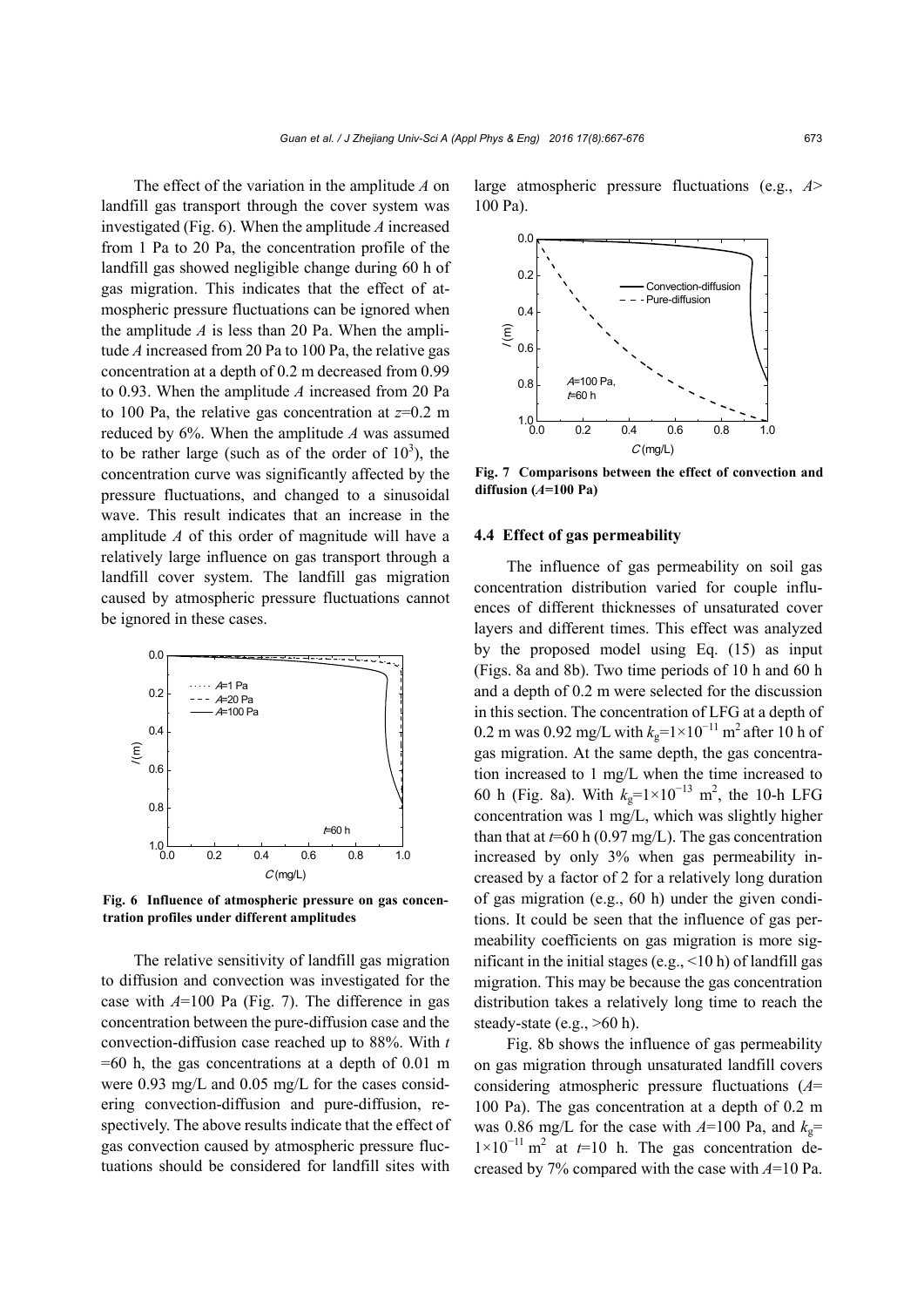The effect of the variation in the amplitude $A$ on landfill gas transport through the cover system was investigated (Fig. 6). When the amplitude $A$ increased from 1 Pa to 20 Pa, the concentration profile of the landfill gas showed negligible change during 60 h of gas migration. This indicates that the effect of atmospheric pressure fluctuations can be ignored when the amplitude $A$ is less than 20 Pa. When the amplitude $A$ increased from 20 Pa to 100 Pa, the relative gas concentration at a depth of 0.2 m decreased from 0.99 to 0.93. When the amplitude $A$ increased from 20 Pa to 100 Pa, the relative gas concentration at $z$=0.2 m reduced by 6%. When the amplitude $A$ was assumed to be rather large (such as of the order of $10^3$), the concentration curve was significantly affected by the pressure fluctuations, and changed to a sinusoidal wave. This result indicates that an increase in the amplitude $A$ of this order of magnitude will have a relatively large influence on gas transport through a landfill cover system. The landfill gas migration caused by atmospheric pressure fluctuations cannot be ignored in these cases.

**Fig. 6 Influence of atmospheric pressure on gas concentration profiles under different amplitudes**

The relative sensitivity of landfill gas migration to diffusion and convection was investigated for the case with $A$=100 Pa (Fig. 7). The difference in gas concentration between the pure-diffusion case and the convection-diffusion case reached up to 88%. With $t$ =60 h, the gas concentrations at a depth of 0.01 m were 0.93 mg/L and 0.05 mg/L for the cases considering convection-diffusion and pure-diffusion, respectively. The above results indicate that the effect of gas convection caused by atmospheric pressure fluctuations should be considered for landfill sites with large atmospheric pressure fluctuations (e.g., $A$> 100 Pa).

**Fig. 7 Comparisons between the effect of convection and diffusion ($A$=100 Pa)**

### 4.4 Effect of gas permeability

The influence of gas permeability on soil gas concentration distribution varied for couple influences of different thicknesses of unsaturated cover layers and different times. This effect was analyzed by the proposed model using Eq. (15) as input (Figs. 8a and 8b). Two time periods of 10 h and 60 h and a depth of 0.2 m were selected for the discussion in this section. The concentration of LFG at a depth of 0.2 m was 0.92 mg/L with $k_g=1\times10^{-11}$ m$^2$ after 10 h of gas migration. At the same depth, the gas concentration increased to 1 mg/L when the time increased to 60 h (Fig. 8a). With $k_g=1\times10^{-13}$ m$^2$, the 10-h LFG concentration was 1 mg/L, which was slightly higher than that at $t$=60 h (0.97 mg/L). The gas concentration increased by only 3% when gas permeability increased by a factor of 2 for a relatively long duration of gas migration (e.g., 60 h) under the given conditions. It could be seen that the influence of gas permeability coefficients on gas migration is more significant in the initial stages (e.g., <10 h) of landfill gas migration. This may be because the gas concentration distribution takes a relatively long time to reach the steady-state (e.g., >60 h).

Fig. 8b shows the influence of gas permeability on gas migration through unsaturated landfill covers considering atmospheric pressure fluctuations ($A$= 100 Pa). The gas concentration at a depth of 0.2 m was 0.86 mg/L for the case with $A$=100 Pa, and $k_g=1\times10^{-11}$ m$^2$ at $t$=10 h. The gas concentration decreased by 7% compared with the case with $A$=10 Pa.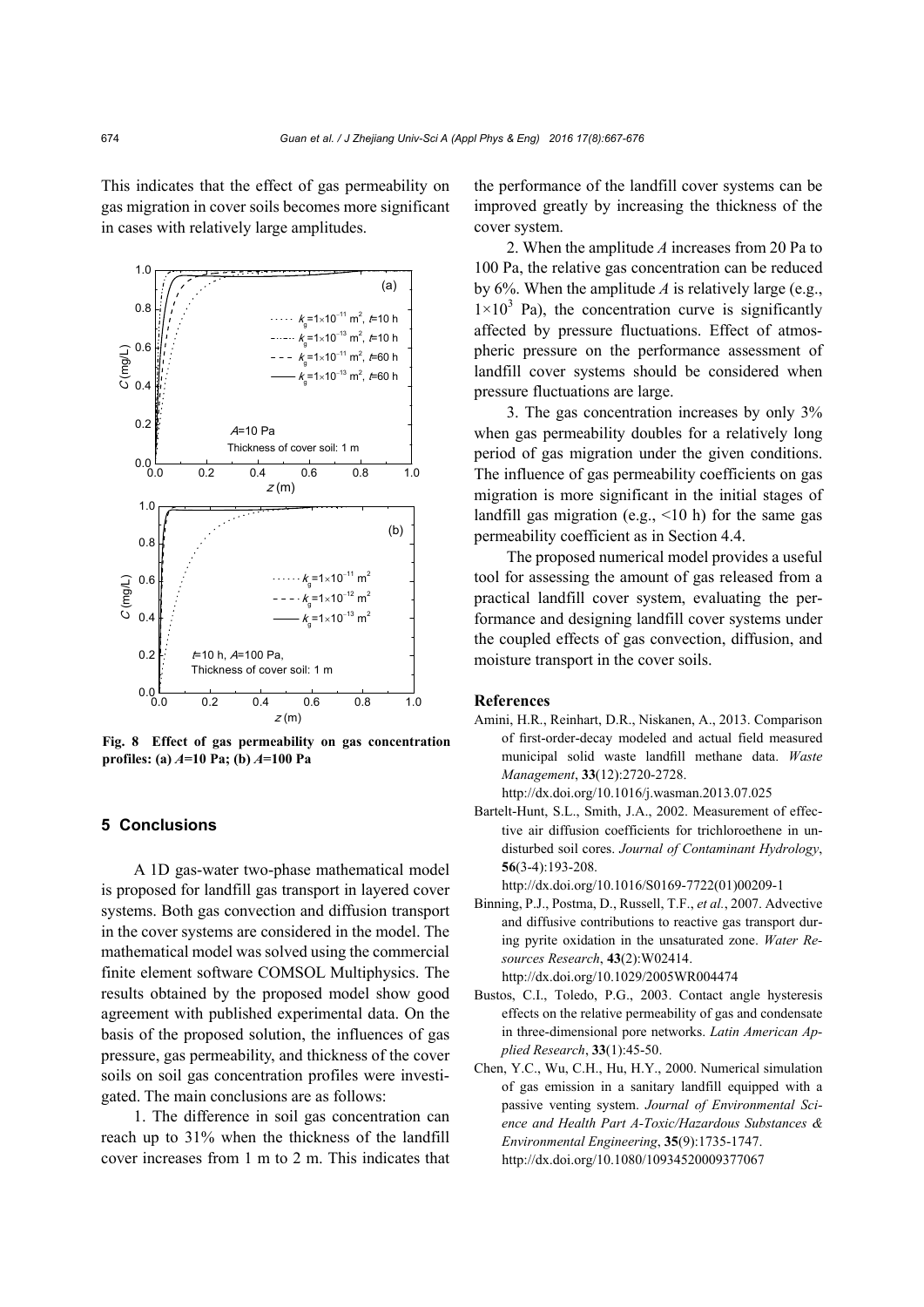This indicates that the effect of gas permeability on gas migration in cover soils becomes more significant in cases with relatively large amplitudes.

**Fig. 8 Effect of gas permeability on gas concentration profiles: (a) $A$=10 Pa; (b) $A$=100 Pa**

## 5 Conclusions

A 1D gas-water two-phase mathematical model is proposed for landfill gas transport in layered cover systems. Both gas convection and diffusion transport in the cover systems are considered in the model. The mathematical model was solved using the commercial finite element software COMSOL Multiphysics. The results obtained by the proposed model show good agreement with published experimental data. On the basis of the proposed solution, the influences of gas pressure, gas permeability, and thickness of the cover soils on soil gas concentration profiles were investigated. The main conclusions are as follows:

1. The difference in soil gas concentration can reach up to 31% when the thickness of the landfill cover increases from 1 m to 2 m. This indicates that the performance of the landfill cover systems can be improved greatly by increasing the thickness of the cover system.

2. When the amplitude $A$ increases from 20 Pa to 100 Pa, the relative gas concentration can be reduced by 6%. When the amplitude $A$ is relatively large (e.g., $1\times10^3$ Pa), the concentration curve is significantly affected by pressure fluctuations. Effect of atmospheric pressure on the performance assessment of landfill cover systems should be considered when pressure fluctuations are large.

3. The gas concentration increases by only 3% when gas permeability doubles for a relatively long period of gas migration under the given conditions. The influence of gas permeability coefficients on gas migration is more significant in the initial stages of landfill gas migration (e.g., <10 h) for the same gas permeability coefficient as in Section 4.4.

The proposed numerical model provides a useful tool for assessing the amount of gas released from a practical landfill cover system, evaluating the performance and designing landfill cover systems under the coupled effects of gas convection, diffusion, and moisture transport in the cover soils.

### References

Amini, H.R., Reinhart, D.R., Niskanen, A., 2013. Comparison of first-order-decay modeled and actual field measured municipal solid waste landfill methane data. *Waste Management*, **33**(12):2720-2728. http://dx.doi.org/10.1016/j.wasman.2013.07.025

Bartelt-Hunt, S.L., Smith, J.A., 2002. Measurement of effective air diffusion coefficients for trichloroethene in undisturbed soil cores. *Journal of Contaminant Hydrology*, **56**(3-4):193-208. http://dx.doi.org/10.1016/S0169-7722(01)00209-1

Binning, P.J., Postma, D., Russell, T.F., *et al.*, 2007. Advective and diffusive contributions to reactive gas transport during pyrite oxidation in the unsaturated zone. *Water Resources Research*, **43**(2):W02414. http://dx.doi.org/10.1029/2005WR004474

Bustos, C.I., Toledo, P.G., 2003. Contact angle hysteresis effects on the relative permeability of gas and condensate in three-dimensional pore networks. *Latin American Applied Research*, **33**(1):45-50.

Chen, Y.C., Wu, C.H., Hu, H.Y., 2000. Numerical simulation of gas emission in a sanitary landfill equipped with a passive venting system. *Journal of Environmental Science and Health Part A-Toxic/Hazardous Substances & Environmental Engineering*, **35**(9):1735-1747. http://dx.doi.org/10.1080/10934520009377067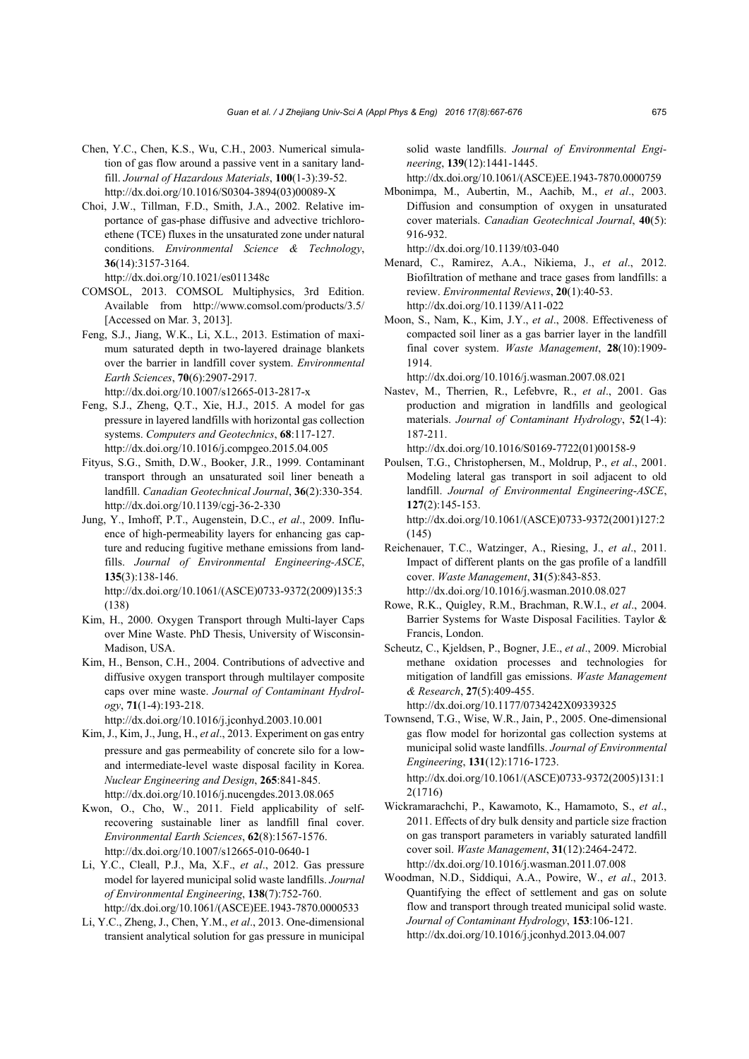Chen, Y.C., Chen, K.S., Wu, C.H., 2003. Numerical simulation of gas flow around a passive vent in a sanitary landfill. *Journal of Hazardous Materials*, **100**(1-3):39-52. http://dx.doi.org/10.1016/S0304-3894(03)00089-X

Choi, J.W., Tillman, F.D., Smith, J.A., 2002. Relative importance of gas-phase diffusive and advective trichloroethene (TCE) fluxes in the unsaturated zone under natural conditions. *Environmental Science & Technology*, **36**(14):3157-3164. http://dx.doi.org/10.1021/es011348c

COMSOL, 2013. COMSOL Multiphysics, 3rd Edition. Available from http://www.comsol.com/products/3.5/ [Accessed on Mar. 3, 2013].

Feng, S.J., Jiang, W.K., Li, X.L., 2013. Estimation of maximum saturated depth in two-layered drainage blankets over the barrier in landfill cover system. *Environmental Earth Sciences*, **70**(6):2907-2917. http://dx.doi.org/10.1007/s12665-013-2817-x

Feng, S.J., Zheng, Q.T., Xie, H.J., 2015. A model for gas pressure in layered landfills with horizontal gas collection systems. *Computers and Geotechnics*, **68**:117-127. http://dx.doi.org/10.1016/j.compgeo.2015.04.005

Fityus, S.G., Smith, D.W., Booker, J.R., 1999. Contaminant transport through an unsaturated soil liner beneath a landfill. *Canadian Geotechnical Journal*, **36**(2):330-354. http://dx.doi.org/10.1139/cgj-36-2-330

Jung, Y., Imhoff, P.T., Augenstein, D.C., *et al*., 2009. Influence of high-permeability layers for enhancing gas capture and reducing fugitive methane emissions from landfills. *Journal of Environmental Engineering-ASCE*, **135**(3):138-146. http://dx.doi.org/10.1061/(ASCE)0733-9372(2009)135:3(138)

Kim, H., 2000. Oxygen Transport through Multi-layer Caps over Mine Waste. PhD Thesis, University of Wisconsin-Madison, USA.

Kim, H., Benson, C.H., 2004. Contributions of advective and diffusive oxygen transport through multilayer composite caps over mine waste. *Journal of Contaminant Hydrology*, **71**(1-4):193-218. http://dx.doi.org/10.1016/j.jconhyd.2003.10.001

Kim, J., Kim, J., Jung, H., *et al*., 2013. Experiment on gas entry pressure and gas permeability of concrete silo for a low- and intermediate-level waste disposal facility in Korea. *Nuclear Engineering and Design*, **265**:841-845. http://dx.doi.org/10.1016/j.nucengdes.2013.08.065

Kwon, O., Cho, W., 2011. Field applicability of self-recovering sustainable liner as landfill final cover. *Environmental Earth Sciences*, **62**(8):1567-1576. http://dx.doi.org/10.1007/s12665-010-0640-1

Li, Y.C., Cleall, P.J., Ma, X.F., *et al*., 2012. Gas pressure model for layered municipal solid waste landfills. *Journal of Environmental Engineering*, **138**(7):752-760. http://dx.doi.org/10.1061/(ASCE)EE.1943-7870.0000533

Li, Y.C., Zheng, J., Chen, Y.M., *et al*., 2013. One-dimensional transient analytical solution for gas pressure in municipal solid waste landfills. *Journal of Environmental Engineering*, **139**(12):1441-1445. http://dx.doi.org/10.1061/(ASCE)EE.1943-7870.0000759

Mbonimpa, M., Aubertin, M., Aachib, M., *et al*., 2003. Diffusion and consumption of oxygen in unsaturated cover materials. *Canadian Geotechnical Journal*, **40**(5):916-932. http://dx.doi.org/10.1139/t03-040

Menard, C., Ramirez, A.A., Nikiema, J., *et al*., 2012. Biofiltration of methane and trace gases from landfills: a review. *Environmental Reviews*, **20**(1):40-53. http://dx.doi.org/10.1139/A11-022

Moon, S., Nam, K., Kim, J.Y., *et al*., 2008. Effectiveness of compacted soil liner as a gas barrier layer in the landfill final cover system. *Waste Management*, **28**(10):1909-1914. http://dx.doi.org/10.1016/j.wasman.2007.08.021

Nastev, M., Therrien, R., Lefebvre, R., *et al*., 2001. Gas production and migration in landfills and geological materials. *Journal of Contaminant Hydrology*, **52**(1-4):187-211. http://dx.doi.org/10.1016/S0169-7722(01)00158-9

Poulsen, T.G., Christophersen, M., Moldrup, P., *et al*., 2001. Modeling lateral gas transport in soil adjacent to old landfill. *Journal of Environmental Engineering-ASCE*, **127**(2):145-153. http://dx.doi.org/10.1061/(ASCE)0733-9372(2001)127:2(145)

Reichenauer, T.C., Watzinger, A., Riesing, J., *et al*., 2011. Impact of different plants on the gas profile of a landfill cover. *Waste Management*, **31**(5):843-853. http://dx.doi.org/10.1016/j.wasman.2010.08.027

Rowe, R.K., Quigley, R.M., Brachman, R.W.I., *et al*., 2004. Barrier Systems for Waste Disposal Facilities. Taylor & Francis, London.

Scheutz, C., Kjeldsen, P., Bogner, J.E., *et al*., 2009. Microbial methane oxidation processes and technologies for mitigation of landfill gas emissions. *Waste Management & Research*, **27**(5):409-455. http://dx.doi.org/10.1177/0734242X09339325

Townsend, T.G., Wise, W.R., Jain, P., 2005. One-dimensional gas flow model for horizontal gas collection systems at municipal solid waste landfills. *Journal of Environmental Engineering*, **131**(12):1716-1723. http://dx.doi.org/10.1061/(ASCE)0733-9372(2005)131:12(1716)

Wickramarachchi, P., Kawamoto, K., Hamamoto, S., *et al*., 2011. Effects of dry bulk density and particle size fraction on gas transport parameters in variably saturated landfill cover soil. *Waste Management*, **31**(12):2464-2472. http://dx.doi.org/10.1016/j.wasman.2011.07.008

Woodman, N.D., Siddiqui, A.A., Powrie, W., *et al*., 2013. Quantifying the effect of settlement and gas on solute flow and transport through treated municipal solid waste. *Journal of Contaminant Hydrology*, **153**:106-121. http://dx.doi.org/10.1016/j.jconhyd.2013.04.007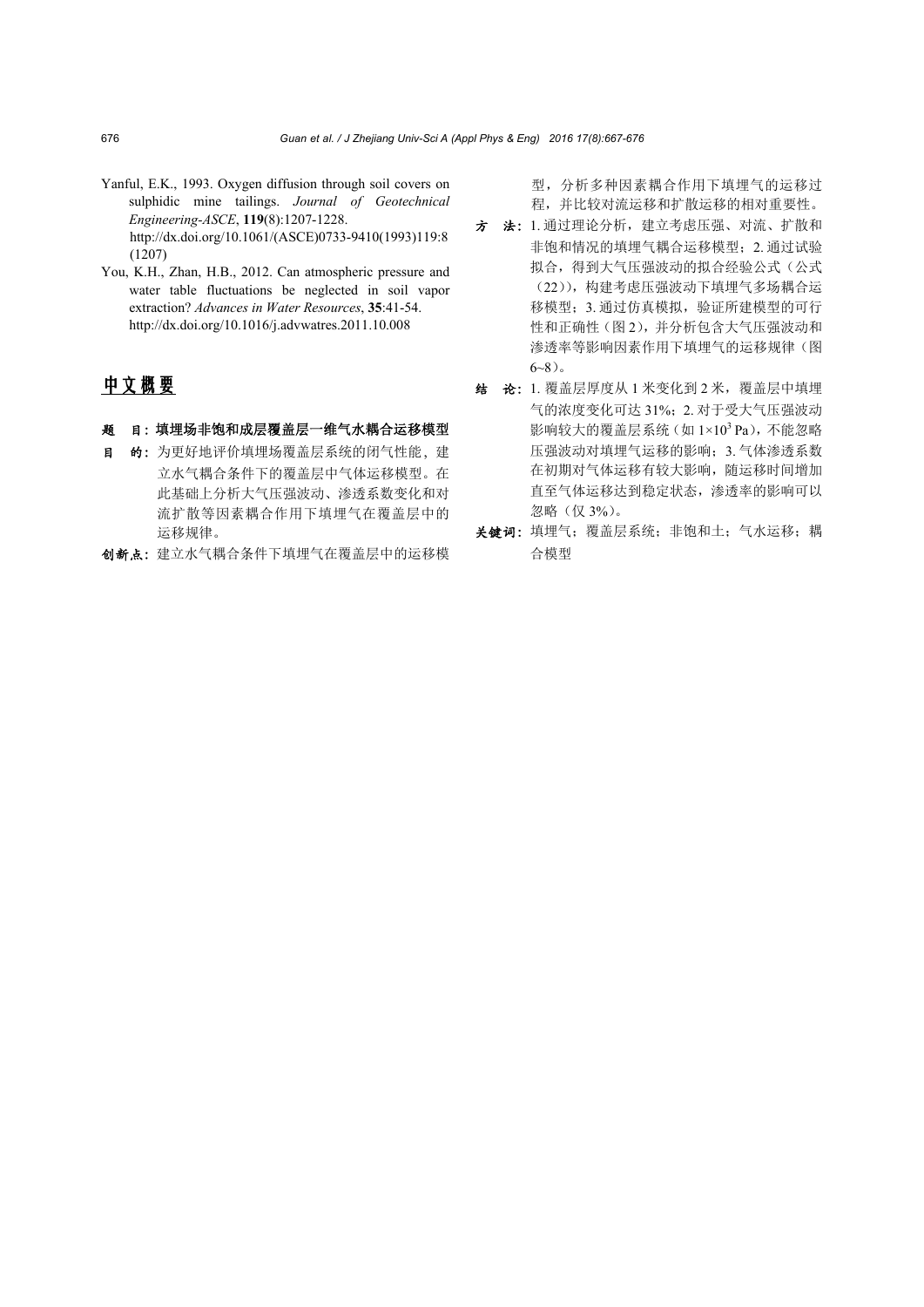Yanful, E.K., 1993. Oxygen diffusion through soil covers on sulphidic mine tailings. *Journal of Geotechnical Engineering-ASCE*, **119**(8):1207-1228. http://dx.doi.org/10.1061/(ASCE)0733-9410(1993)119:8(1207)

You, K.H., Zhan, H.B., 2012. Can atmospheric pressure and water table fluctuations be neglected in soil vapor extraction? *Advances in Water Resources*, **35**:41-54. http://dx.doi.org/10.1016/j.advwatres.2011.10.008

## 中文概要

**题　目：填埋场非饱和成层覆盖层一维气水耦合运移模型**

**目　的：** 为更好地评价填埋场覆盖层系统的闭气性能，建立水气耦合条件下的覆盖层中气体运移模型。在此基础上分析大气压强波动、渗透系数变化和对流扩散等因素耦合作用下填埋气在覆盖层中的运移规律。

**创新点：** 建立水气耦合条件下填埋气在覆盖层中的运移模型，分析多种因素耦合作用下填埋气的运移过程，并比较对流运移和扩散运移的相对重要性。

**方　法：** 1. 通过理论分析，建立考虑压强、对流、扩散和非饱和情况的填埋气耦合运移模型；2. 通过试验拟合，得到大气压强波动的拟合经验公式（公式（22）），构建考虑压强波动下填埋气多场耦合运移模型；3. 通过仿真模拟，验证所建模型的可行性和正确性（图 2），并分析包含大气压强波动和渗透率等影响因素作用下填埋气的运移规律（图 6~8）。

**结　论：** 1. 覆盖层厚度从 1 米变化到 2 米，覆盖层中填埋气的浓度变化可达 31%；2. 对于受大气压强波动影响较大的覆盖层系统（如 $1\times10^3$ Pa），不能忽略压强波动对填埋气运移的影响；3. 气体渗透系数在初期对气体运移有较大影响，随运移时间增加直至气体运移达到稳定状态，渗透率的影响可以忽略（仅 3%）。

**关键词：** 填埋气；覆盖层系统；非饱和土；气水运移；耦合模型